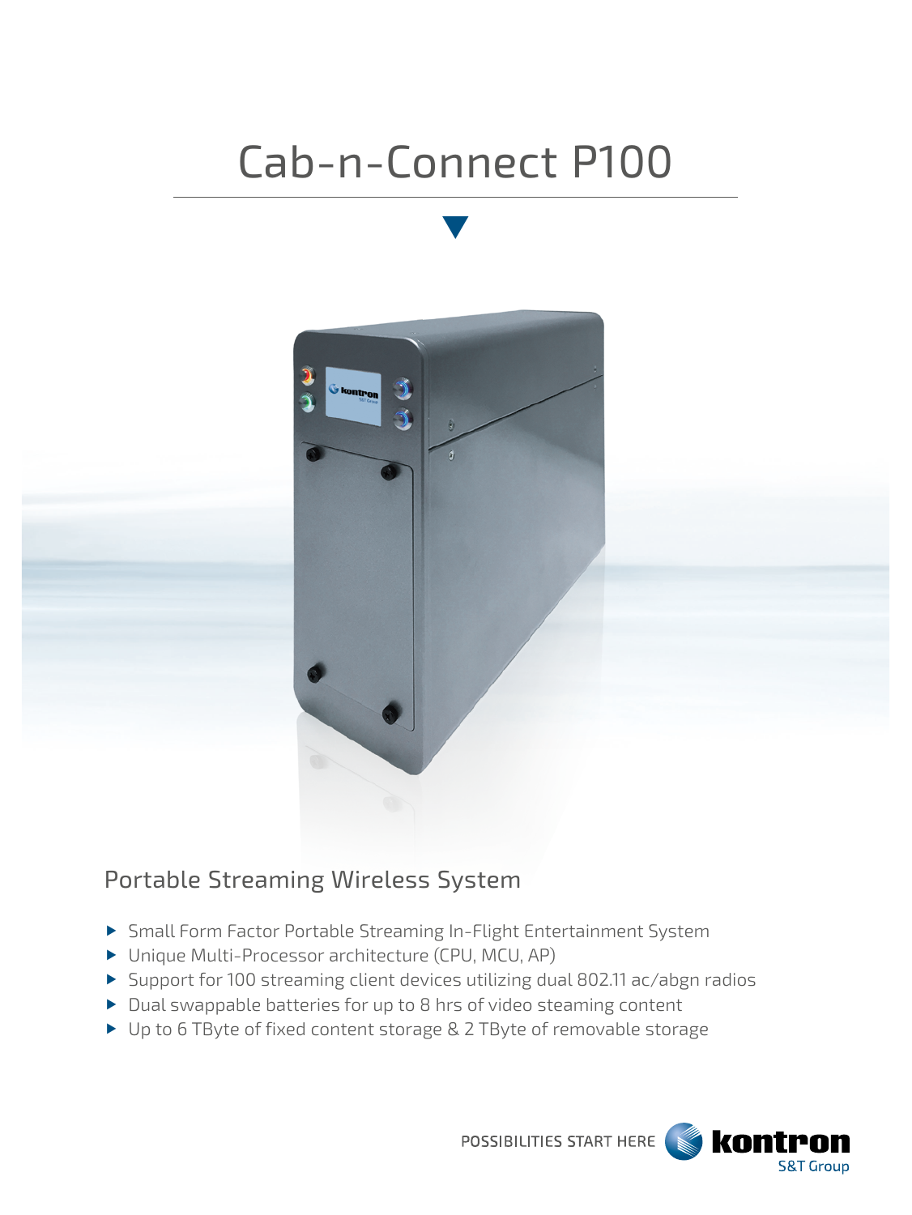# Cab-n-Connect P100

## Portable Streaming Wireless System

- Small Form Factor Portable Streaming In-Flight Entertainment System
- Unique Multi-Processor architecture (CPU, MCU, AP)
- Support for 100 streaming client devices utilizing dual 802.11 ac/abgn radios
- Dual swappable batteries for up to 8 hrs of video steaming content
- Up to 6 TByte of fixed content storage & 2 TByte of removable storage

POSSIBILITIES START HERE kontron S&T Group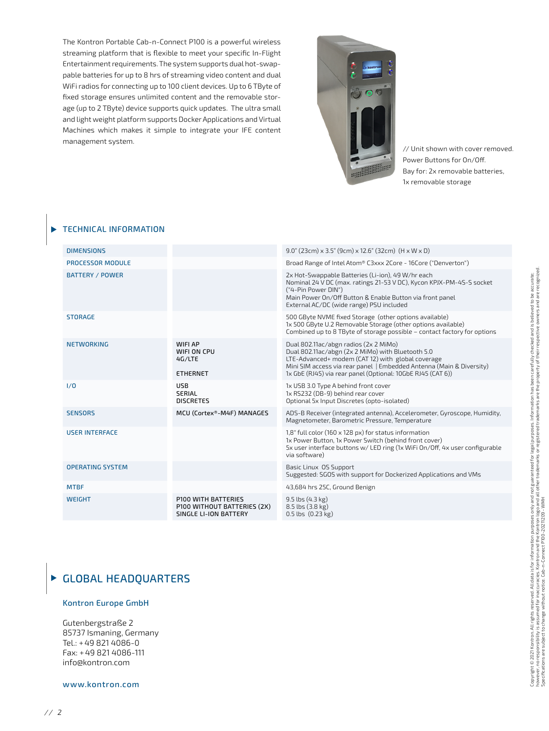The Kontron Portable Cab-n-Connect P100 is a powerful wireless streaming platform that is flexible to meet your specific In-Flight Entertainment requirements. The system supports dual hot-swappable batteries for up to 8 hrs of streaming video content and dual WiFi radios for connecting up to 100 client devices. Up to 6 TByte of fixed storage ensures unlimited content and the removable storage (up to 2 TByte) device supports quick updates. The ultra small and light weight platform supports Docker Applications and Virtual Machines which makes it simple to integrate your IFE content management system.

// Unit shown with cover removed.
Power Buttons for On/Off.
Bay for: 2x removable batteries,
1x removable storage

## TECHNICAL INFORMATION

| | | |
|---|---|---|
| DIMENSIONS | | 9.0" (23cm) x 3.5" (9cm) x 12.6" (32cm) (H x W x D) |
| PROCESSOR MODULE | | Broad Range of Intel Atom® C3xxx 2Core - 16Core ("Denverton") |
| BATTERY / POWER | | 2x Hot-Swappable Batteries (Li-ion), 49 W/hr each<br>Nominal 24 V DC (max. ratings 21-53 V DC), Kycon KPJX-PM-4S-S socket ("4-Pin Power DIN")<br>Main Power On/Off Button & Enable Button via front panel<br>External AC/DC (wide range) PSU included |
| STORAGE | | 500 GByte NVME fixed Storage (other options available)<br>1x 500 GByte U.2 Removable Storage (other options available)<br>Combined up to 8 TByte of storage possible – contact factory for options |
| NETWORKING | WIFI AP<br>WIFI ON CPU<br>4G/LTE<br><br>ETHERNET | Dual 802.11ac/abgn radios (2x 2 MiMo)<br>Dual 802.11ac/abgn (2x 2 MiMo) with Bluetooth 5.0<br>LTE-Advanced+ modem (CAT 12) with global coverage<br>Mini SIM access via rear panel \| Embedded Antenna (Main & Diversity)<br>1x GbE (RJ45) via rear panel (Optional: 10GbE RJ45 (CAT 6)) |
| I/O | USB<br>SERIAL<br>DISCRETES | 1x USB 3.0 Type A behind front cover<br>1x RS232 (DB-9) behind rear cover<br>Optional 5x Input Discretes (opto-isolated) |
| SENSORS | MCU (Cortex®-M4F) MANAGES | ADS-B Receiver (integrated antenna), Accelerometer, Gyroscope, Humidity, Magnetometer, Barometric Pressure, Temperature |
| USER INTERFACE | | 1,8" full color (160 x 128 px) for status information<br>1x Power Button, 1x Power Switch (behind front cover)<br>5x user interface buttons w/ LED ring (1x WiFi On/Off, 4x user configurable via software) |
| OPERATING SYSTEM | | Basic Linux OS Support<br>Suggested: SGOS with support for Dockerized Applications and VMs |
| MTBF | | 43,684 hrs 25C, Ground Benign |
| WEIGHT | P100 WITH BATTERIES<br>P100 WITHOUT BATTERIES (2X)<br>SINGLE LI-ION BATTERY | 9.5 lbs (4.3 kg)<br>8.5 lbs (3.8 kg)<br>0.5 lbs (0.23 kg) |

## GLOBAL HEADQUARTERS

### Kontron Europe GmbH

Gutenbergstraße 2
85737 Ismaning, Germany
Tel.: +49 821 4086-0
Fax: +49 821 4086-111
info@kontron.com

www.kontron.com

Copyright © 2021 Kontron. All rights reserved. All data is for information purposes only and not guaranteed for legal purposes. Information has been carefully checked and is believed to be accurate; however, no responsibility is assumed for inaccuracies. Kontron and the Kontron logo and all other trademarks or registered trademarks are the property of their respective owners and are recognized. Specifications are subject to change without notice. Cab-n-Connect P100-20211209 - WMH